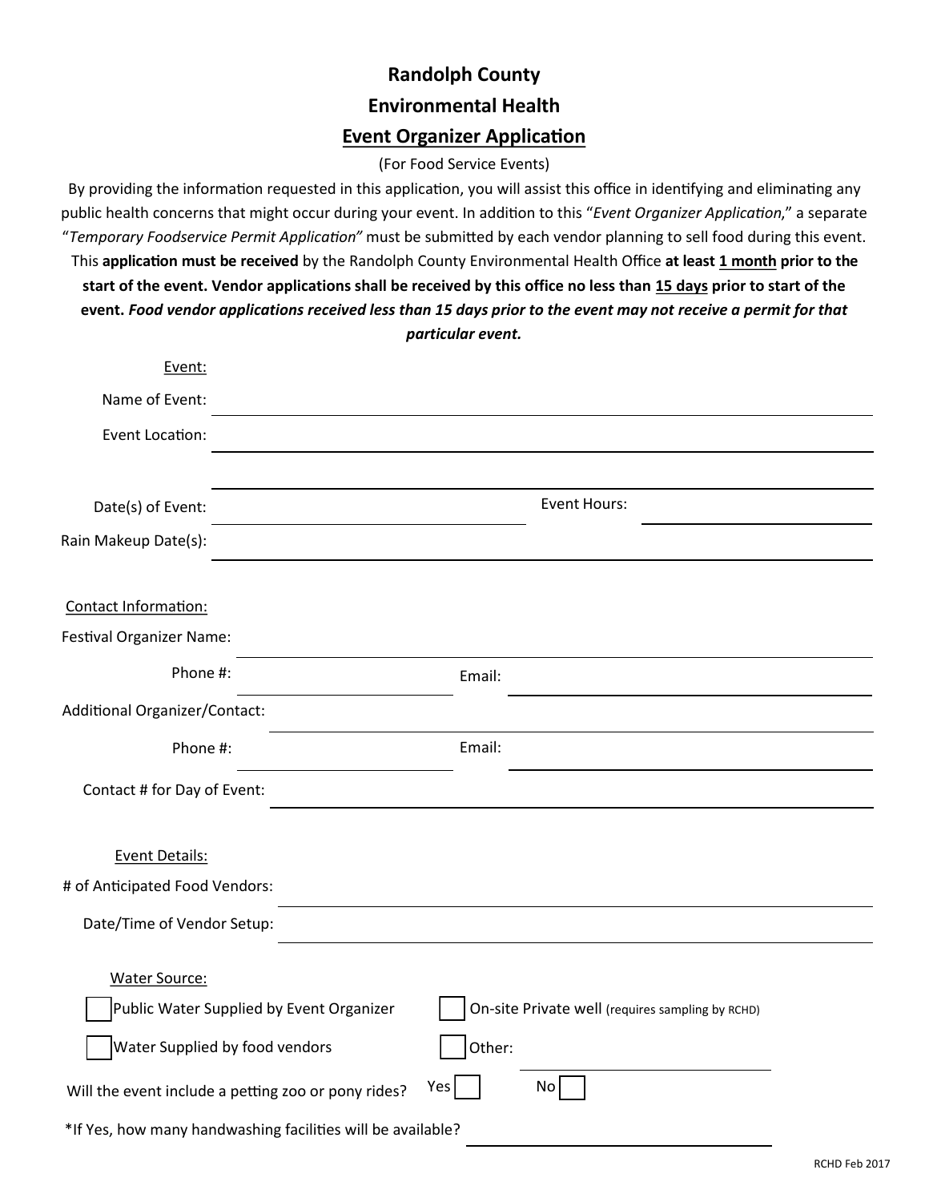# Randolph County

# Environmental Health

## Event Organizer Application

(For Food Service Events)

By providing the information requested in this application, you will assist this office in identifying and eliminating any public health concerns that might occur during your event. In addition to this "*Event Organizer Application*," a separate "*Temporary Foodservice Permit Application*" must be submitted by each vendor planning to sell food during this event. This **application must be received** by the Randolph County Environmental Health Office **at least 1 month prior to the start of the event. Vendor applications shall be received by this office no less than 15 days prior to start of the event.** ***Food vendor applications received less than 15 days prior to the event may not receive a permit for that particular event.***

Event:

Name of Event: ______________________________

Event Location: ______________________________

______________________________

Date(s) of Event: ______________________________ Event Hours: ______________________________

Rain Makeup Date(s): ______________________________

Contact Information:

Festival Organizer Name: ______________________________

Phone #: ______________________________ Email: ______________________________

Additional Organizer/Contact: ______________________________

Phone #: ______________________________ Email: ______________________________

Contact # for Day of Event: ______________________________

Event Details:

# of Anticipated Food Vendors: ______________________________

Date/Time of Vendor Setup: ______________________________

Water Source:

☐ Public Water Supplied by Event Organizer ☐ On-site Private well (requires sampling by RCHD)

☐ Water Supplied by food vendors ☐ Other: ______________________________

Will the event include a petting zoo or pony rides? Yes ☐ No ☐

*If Yes, how many handwashing facilities will be available? ______________________________

RCHD Feb 2017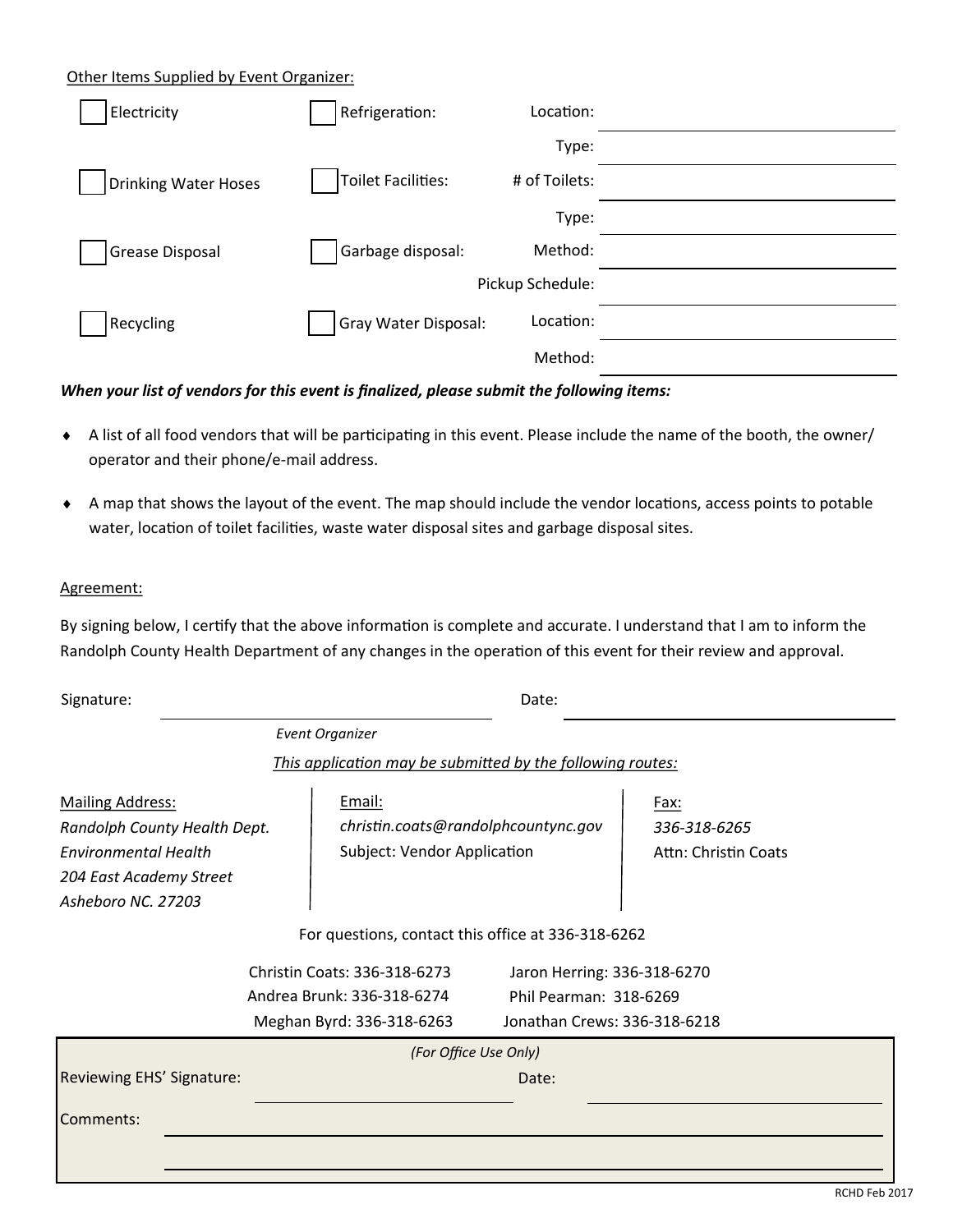Other Items Supplied by Event Organizer:

- ☐ Electricity
- ☐ Refrigeration: Location: ______ Type: ______
- ☐ Drinking Water Hoses
- ☐ Toilet Facilities: # of Toilets: ______ Type: ______
- ☐ Grease Disposal
- ☐ Garbage disposal: Method: ______ Pickup Schedule: ______
- ☐ Recycling
- ☐ Gray Water Disposal: Location: ______ Method: ______

***When your list of vendors for this event is finalized, please submit the following items:***

- A list of all food vendors that will be participating in this event. Please include the name of the booth, the owner/operator and their phone/e-mail address.
- A map that shows the layout of the event. The map should include the vendor locations, access points to potable water, location of toilet facilities, waste water disposal sites and garbage disposal sites.

Agreement:

By signing below, I certify that the above information is complete and accurate. I understand that I am to inform the Randolph County Health Department of any changes in the operation of this event for their review and approval.

Signature: ______________________ Date: ______________________

*Event Organizer*

*This application may be submitted by the following routes:*

| Mailing Address: | Email: | Fax: |
|---|---|---|
| *Randolph County Health Dept.* | *christin.coats@randolphcountync.gov* | *336-318-6265* |
| *Environmental Health* | Subject: Vendor Application | Attn: Christin Coats |
| *204 East Academy Street* | | |
| *Asheboro NC. 27203* | | |

For questions, contact this office at 336-318-6262

| | |
|---|---|
| Christin Coats: 336-318-6273 | Jaron Herring: 336-318-6270 |
| Andrea Brunk: 336-318-6274 | Phil Pearman: 318-6269 |
| Meghan Byrd: 336-318-6263 | Jonathan Crews: 336-318-6218 |

*(For Office Use Only)*

Reviewing EHS' Signature: ______________________ Date: ______________________

Comments: ______________________

RCHD Feb 2017